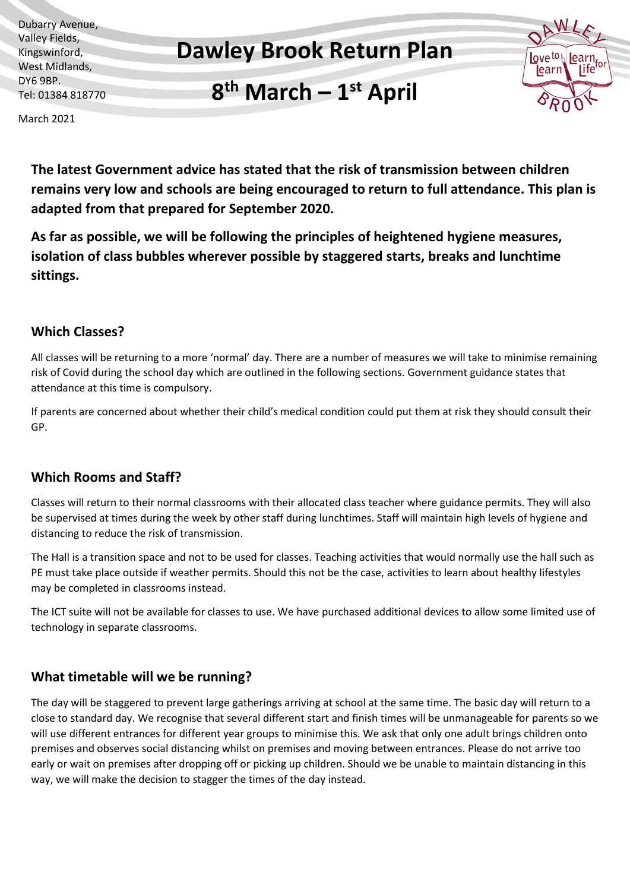Dubarry Avenue,
Valley Fields,
Kingswinford,
West Midlands,
DY6 9BP.
Tel: 01384 818770

March 2021

# Dawley Brook Return Plan

# 8th March – 1st April

**The latest Government advice has stated that the risk of transmission between children remains very low and schools are being encouraged to return to full attendance. This plan is adapted from that prepared for September 2020.**

**As far as possible, we will be following the principles of heightened hygiene measures, isolation of class bubbles wherever possible by staggered starts, breaks and lunchtime sittings.**

## Which Classes?

All classes will be returning to a more 'normal' day. There are a number of measures we will take to minimise remaining risk of Covid during the school day which are outlined in the following sections. Government guidance states that attendance at this time is compulsory.

If parents are concerned about whether their child's medical condition could put them at risk they should consult their GP.

## Which Rooms and Staff?

Classes will return to their normal classrooms with their allocated class teacher where guidance permits. They will also be supervised at times during the week by other staff during lunchtimes. Staff will maintain high levels of hygiene and distancing to reduce the risk of transmission.

The Hall is a transition space and not to be used for classes. Teaching activities that would normally use the hall such as PE must take place outside if weather permits. Should this not be the case, activities to learn about healthy lifestyles may be completed in classrooms instead.

The ICT suite will not be available for classes to use. We have purchased additional devices to allow some limited use of technology in separate classrooms.

## What timetable will we be running?

The day will be staggered to prevent large gatherings arriving at school at the same time. The basic day will return to a close to standard day. We recognise that several different start and finish times will be unmanageable for parents so we will use different entrances for different year groups to minimise this. We ask that only one adult brings children onto premises and observes social distancing whilst on premises and moving between entrances. Please do not arrive too early or wait on premises after dropping off or picking up children. Should we be unable to maintain distancing in this way, we will make the decision to stagger the times of the day instead.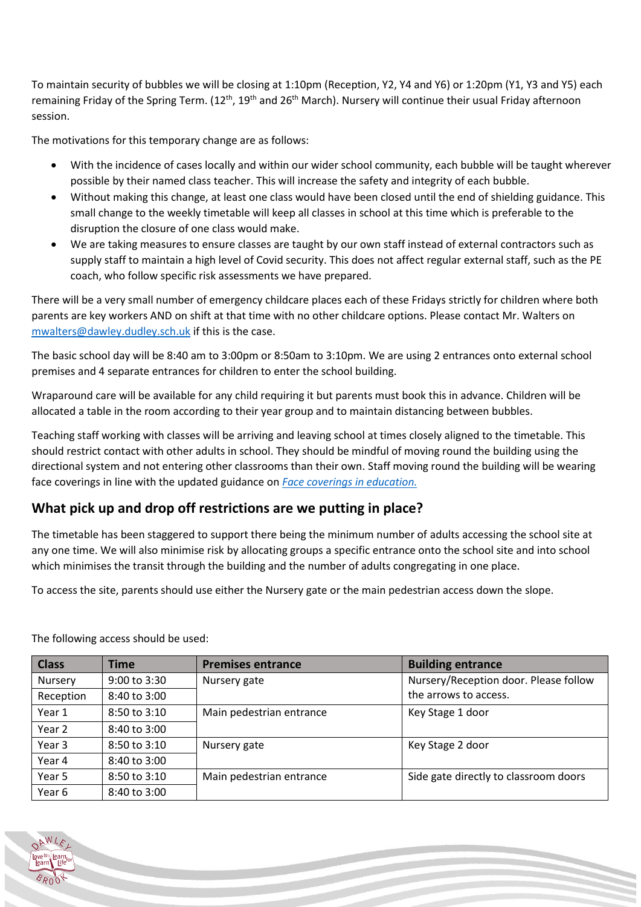To maintain security of bubbles we will be closing at 1:10pm (Reception, Y2, Y4 and Y6) or 1:20pm (Y1, Y3 and Y5) each remaining Friday of the Spring Term. (12th, 19th and 26th March). Nursery will continue their usual Friday afternoon session.

The motivations for this temporary change are as follows:

- With the incidence of cases locally and within our wider school community, each bubble will be taught wherever possible by their named class teacher. This will increase the safety and integrity of each bubble.
- Without making this change, at least one class would have been closed until the end of shielding guidance. This small change to the weekly timetable will keep all classes in school at this time which is preferable to the disruption the closure of one class would make.
- We are taking measures to ensure classes are taught by our own staff instead of external contractors such as supply staff to maintain a high level of Covid security. This does not affect regular external staff, such as the PE coach, who follow specific risk assessments we have prepared.

There will be a very small number of emergency childcare places each of these Fridays strictly for children where both parents are key workers AND on shift at that time with no other childcare options. Please contact Mr. Walters on mwalters@dawley.dudley.sch.uk if this is the case.

The basic school day will be 8:40 am to 3:00pm or 8:50am to 3:10pm. We are using 2 entrances onto external school premises and 4 separate entrances for children to enter the school building.

Wraparound care will be available for any child requiring it but parents must book this in advance. Children will be allocated a table in the room according to their year group and to maintain distancing between bubbles.

Teaching staff working with classes will be arriving and leaving school at times closely aligned to the timetable. This should restrict contact with other adults in school. They should be mindful of moving round the building using the directional system and not entering other classrooms than their own. Staff moving round the building will be wearing face coverings in line with the updated guidance on *Face coverings in education.*

## What pick up and drop off restrictions are we putting in place?

The timetable has been staggered to support there being the minimum number of adults accessing the school site at any one time. We will also minimise risk by allocating groups a specific entrance onto the school site and into school which minimises the transit through the building and the number of adults congregating in one place.

To access the site, parents should use either the Nursery gate or the main pedestrian access down the slope.

The following access should be used:

| Class | Time | Premises entrance | Building entrance |
|---|---|---|---|
| Nursery | 9:00 to 3:30 | Nursery gate | Nursery/Reception door. Please follow the arrows to access. |
| Reception | 8:40 to 3:00 | | |
| Year 1 | 8:50 to 3:10 | Main pedestrian entrance | Key Stage 1 door |
| Year 2 | 8:40 to 3:00 | | |
| Year 3 | 8:50 to 3:10 | Nursery gate | Key Stage 2 door |
| Year 4 | 8:40 to 3:00 | | |
| Year 5 | 8:50 to 3:10 | Main pedestrian entrance | Side gate directly to classroom doors |
| Year 6 | 8:40 to 3:00 | | |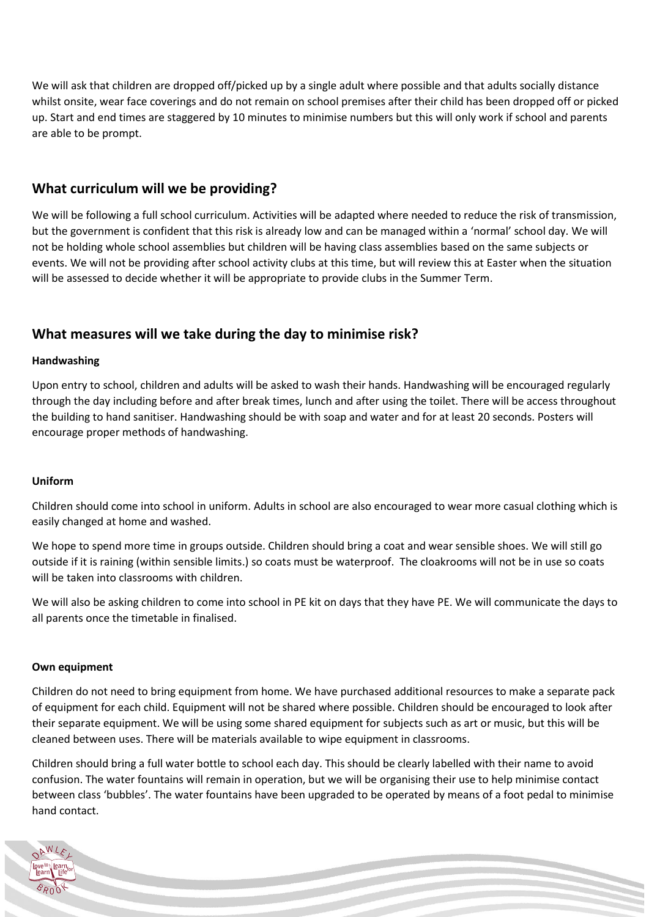We will ask that children are dropped off/picked up by a single adult where possible and that adults socially distance whilst onsite, wear face coverings and do not remain on school premises after their child has been dropped off or picked up. Start and end times are staggered by 10 minutes to minimise numbers but this will only work if school and parents are able to be prompt.

## What curriculum will we be providing?

We will be following a full school curriculum. Activities will be adapted where needed to reduce the risk of transmission, but the government is confident that this risk is already low and can be managed within a 'normal' school day. We will not be holding whole school assemblies but children will be having class assemblies based on the same subjects or events. We will not be providing after school activity clubs at this time, but will review this at Easter when the situation will be assessed to decide whether it will be appropriate to provide clubs in the Summer Term.

## What measures will we take during the day to minimise risk?

**Handwashing**

Upon entry to school, children and adults will be asked to wash their hands. Handwashing will be encouraged regularly through the day including before and after break times, lunch and after using the toilet. There will be access throughout the building to hand sanitiser. Handwashing should be with soap and water and for at least 20 seconds. Posters will encourage proper methods of handwashing.

**Uniform**

Children should come into school in uniform. Adults in school are also encouraged to wear more casual clothing which is easily changed at home and washed.

We hope to spend more time in groups outside. Children should bring a coat and wear sensible shoes. We will still go outside if it is raining (within sensible limits.) so coats must be waterproof. The cloakrooms will not be in use so coats will be taken into classrooms with children.

We will also be asking children to come into school in PE kit on days that they have PE. We will communicate the days to all parents once the timetable in finalised.

**Own equipment**

Children do not need to bring equipment from home. We have purchased additional resources to make a separate pack of equipment for each child. Equipment will not be shared where possible. Children should be encouraged to look after their separate equipment. We will be using some shared equipment for subjects such as art or music, but this will be cleaned between uses. There will be materials available to wipe equipment in classrooms.

Children should bring a full water bottle to school each day. This should be clearly labelled with their name to avoid confusion. The water fountains will remain in operation, but we will be organising their use to help minimise contact between class 'bubbles'. The water fountains have been upgraded to be operated by means of a foot pedal to minimise hand contact.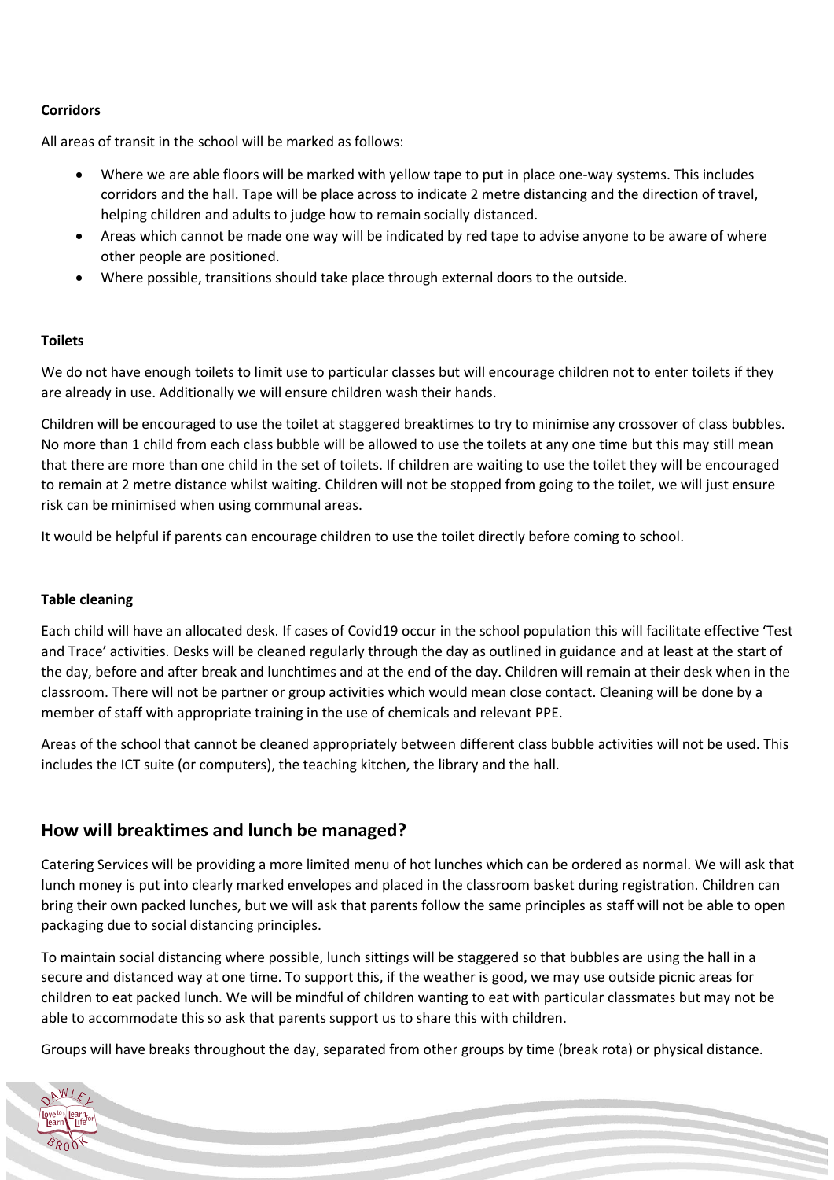**Corridors**

All areas of transit in the school will be marked as follows:

- Where we are able floors will be marked with yellow tape to put in place one-way systems. This includes corridors and the hall. Tape will be place across to indicate 2 metre distancing and the direction of travel, helping children and adults to judge how to remain socially distanced.
- Areas which cannot be made one way will be indicated by red tape to advise anyone to be aware of where other people are positioned.
- Where possible, transitions should take place through external doors to the outside.

**Toilets**

We do not have enough toilets to limit use to particular classes but will encourage children not to enter toilets if they are already in use. Additionally we will ensure children wash their hands.

Children will be encouraged to use the toilet at staggered breaktimes to try to minimise any crossover of class bubbles. No more than 1 child from each class bubble will be allowed to use the toilets at any one time but this may still mean that there are more than one child in the set of toilets. If children are waiting to use the toilet they will be encouraged to remain at 2 metre distance whilst waiting. Children will not be stopped from going to the toilet, we will just ensure risk can be minimised when using communal areas.

It would be helpful if parents can encourage children to use the toilet directly before coming to school.

**Table cleaning**

Each child will have an allocated desk. If cases of Covid19 occur in the school population this will facilitate effective 'Test and Trace' activities. Desks will be cleaned regularly through the day as outlined in guidance and at least at the start of the day, before and after break and lunchtimes and at the end of the day. Children will remain at their desk when in the classroom. There will not be partner or group activities which would mean close contact. Cleaning will be done by a member of staff with appropriate training in the use of chemicals and relevant PPE.

Areas of the school that cannot be cleaned appropriately between different class bubble activities will not be used. This includes the ICT suite (or computers), the teaching kitchen, the library and the hall.

## How will breaktimes and lunch be managed?

Catering Services will be providing a more limited menu of hot lunches which can be ordered as normal. We will ask that lunch money is put into clearly marked envelopes and placed in the classroom basket during registration. Children can bring their own packed lunches, but we will ask that parents follow the same principles as staff will not be able to open packaging due to social distancing principles.

To maintain social distancing where possible, lunch sittings will be staggered so that bubbles are using the hall in a secure and distanced way at one time. To support this, if the weather is good, we may use outside picnic areas for children to eat packed lunch. We will be mindful of children wanting to eat with particular classmates but may not be able to accommodate this so ask that parents support us to share this with children.

Groups will have breaks throughout the day, separated from other groups by time (break rota) or physical distance.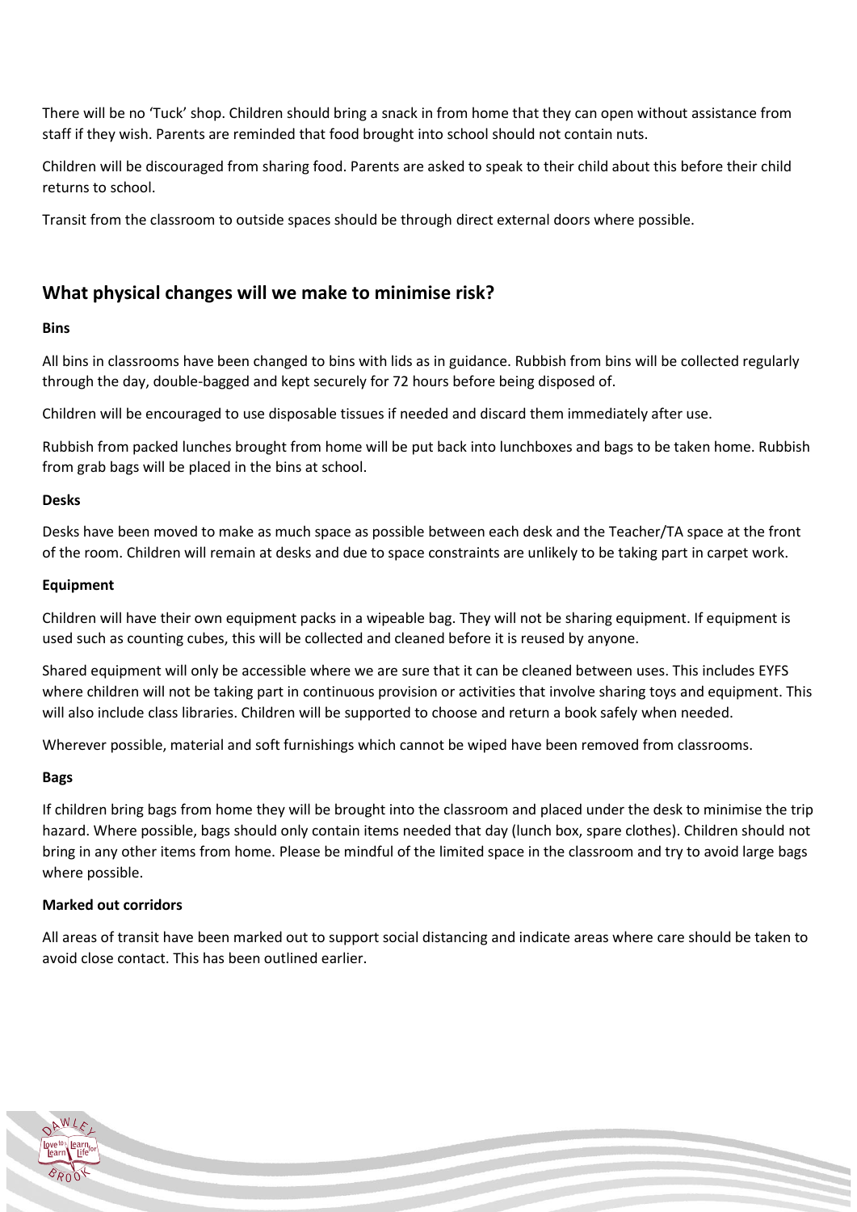There will be no 'Tuck' shop. Children should bring a snack in from home that they can open without assistance from staff if they wish. Parents are reminded that food brought into school should not contain nuts.

Children will be discouraged from sharing food. Parents are asked to speak to their child about this before their child returns to school.

Transit from the classroom to outside spaces should be through direct external doors where possible.

## What physical changes will we make to minimise risk?

**Bins**

All bins in classrooms have been changed to bins with lids as in guidance. Rubbish from bins will be collected regularly through the day, double-bagged and kept securely for 72 hours before being disposed of.

Children will be encouraged to use disposable tissues if needed and discard them immediately after use.

Rubbish from packed lunches brought from home will be put back into lunchboxes and bags to be taken home. Rubbish from grab bags will be placed in the bins at school.

**Desks**

Desks have been moved to make as much space as possible between each desk and the Teacher/TA space at the front of the room. Children will remain at desks and due to space constraints are unlikely to be taking part in carpet work.

**Equipment**

Children will have their own equipment packs in a wipeable bag. They will not be sharing equipment. If equipment is used such as counting cubes, this will be collected and cleaned before it is reused by anyone.

Shared equipment will only be accessible where we are sure that it can be cleaned between uses. This includes EYFS where children will not be taking part in continuous provision or activities that involve sharing toys and equipment. This will also include class libraries. Children will be supported to choose and return a book safely when needed.

Wherever possible, material and soft furnishings which cannot be wiped have been removed from classrooms.

**Bags**

If children bring bags from home they will be brought into the classroom and placed under the desk to minimise the trip hazard. Where possible, bags should only contain items needed that day (lunch box, spare clothes). Children should not bring in any other items from home. Please be mindful of the limited space in the classroom and try to avoid large bags where possible.

**Marked out corridors**

All areas of transit have been marked out to support social distancing and indicate areas where care should be taken to avoid close contact. This has been outlined earlier.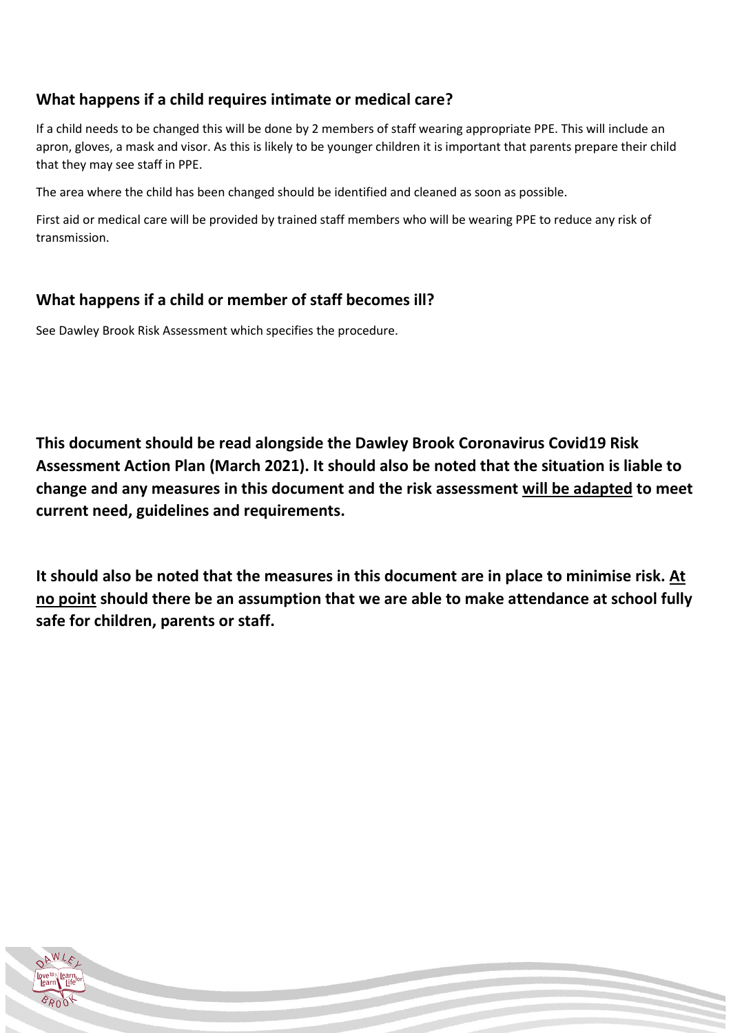## What happens if a child requires intimate or medical care?

If a child needs to be changed this will be done by 2 members of staff wearing appropriate PPE. This will include an apron, gloves, a mask and visor. As this is likely to be younger children it is important that parents prepare their child that they may see staff in PPE.

The area where the child has been changed should be identified and cleaned as soon as possible.

First aid or medical care will be provided by trained staff members who will be wearing PPE to reduce any risk of transmission.

## What happens if a child or member of staff becomes ill?

See Dawley Brook Risk Assessment which specifies the procedure.

**This document should be read alongside the Dawley Brook Coronavirus Covid19 Risk Assessment Action Plan (March 2021). It should also be noted that the situation is liable to change and any measures in this document and the risk assessment <u>will be adapted</u> to meet current need, guidelines and requirements.**

**It should also be noted that the measures in this document are in place to minimise risk. <u>At no point</u> should there be an assumption that we are able to make attendance at school fully safe for children, parents or staff.**